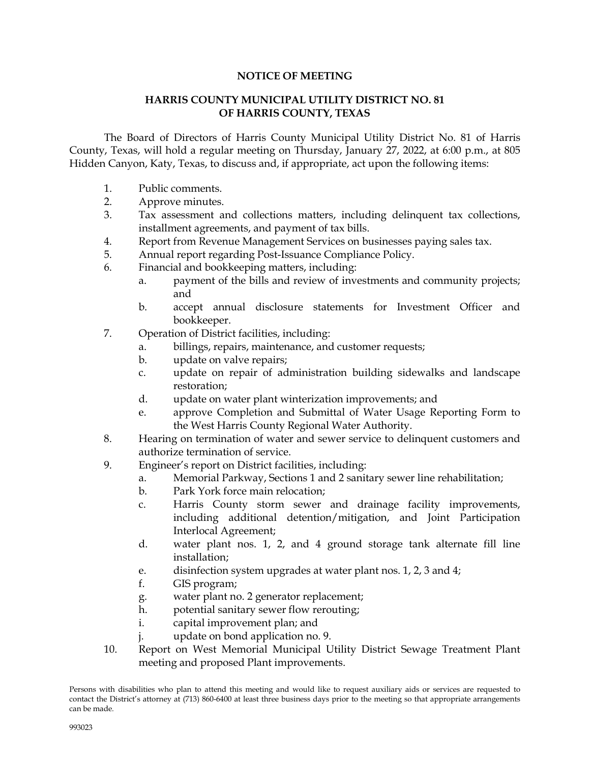**NOTICE OF MEETING**

**HARRIS COUNTY MUNICIPAL UTILITY DISTRICT NO. 81 OF HARRIS COUNTY, TEXAS**

The Board of Directors of Harris County Municipal Utility District No. 81 of Harris County, Texas, will hold a regular meeting on Thursday, January 27, 2022, at 6:00 p.m., at 805 Hidden Canyon, Katy, Texas, to discuss and, if appropriate, act upon the following items:

1. Public comments.
2. Approve minutes.
3. Tax assessment and collections matters, including delinquent tax collections, installment agreements, and payment of tax bills.
4. Report from Revenue Management Services on businesses paying sales tax.
5. Annual report regarding Post-Issuance Compliance Policy.
6. Financial and bookkeeping matters, including:
   a. payment of the bills and review of investments and community projects; and
   b. accept annual disclosure statements for Investment Officer and bookkeeper.
7. Operation of District facilities, including:
   a. billings, repairs, maintenance, and customer requests;
   b. update on valve repairs;
   c. update on repair of administration building sidewalks and landscape restoration;
   d. update on water plant winterization improvements; and
   e. approve Completion and Submittal of Water Usage Reporting Form to the West Harris County Regional Water Authority.
8. Hearing on termination of water and sewer service to delinquent customers and authorize termination of service.
9. Engineer's report on District facilities, including:
   a. Memorial Parkway, Sections 1 and 2 sanitary sewer line rehabilitation;
   b. Park York force main relocation;
   c. Harris County storm sewer and drainage facility improvements, including additional detention/mitigation, and Joint Participation Interlocal Agreement;
   d. water plant nos. 1, 2, and 4 ground storage tank alternate fill line installation;
   e. disinfection system upgrades at water plant nos. 1, 2, 3 and 4;
   f. GIS program;
   g. water plant no. 2 generator replacement;
   h. potential sanitary sewer flow rerouting;
   i. capital improvement plan; and
   j. update on bond application no. 9.
10. Report on West Memorial Municipal Utility District Sewage Treatment Plant meeting and proposed Plant improvements.

Persons with disabilities who plan to attend this meeting and would like to request auxiliary aids or services are requested to contact the District's attorney at (713) 860-6400 at least three business days prior to the meeting so that appropriate arrangements can be made.

993023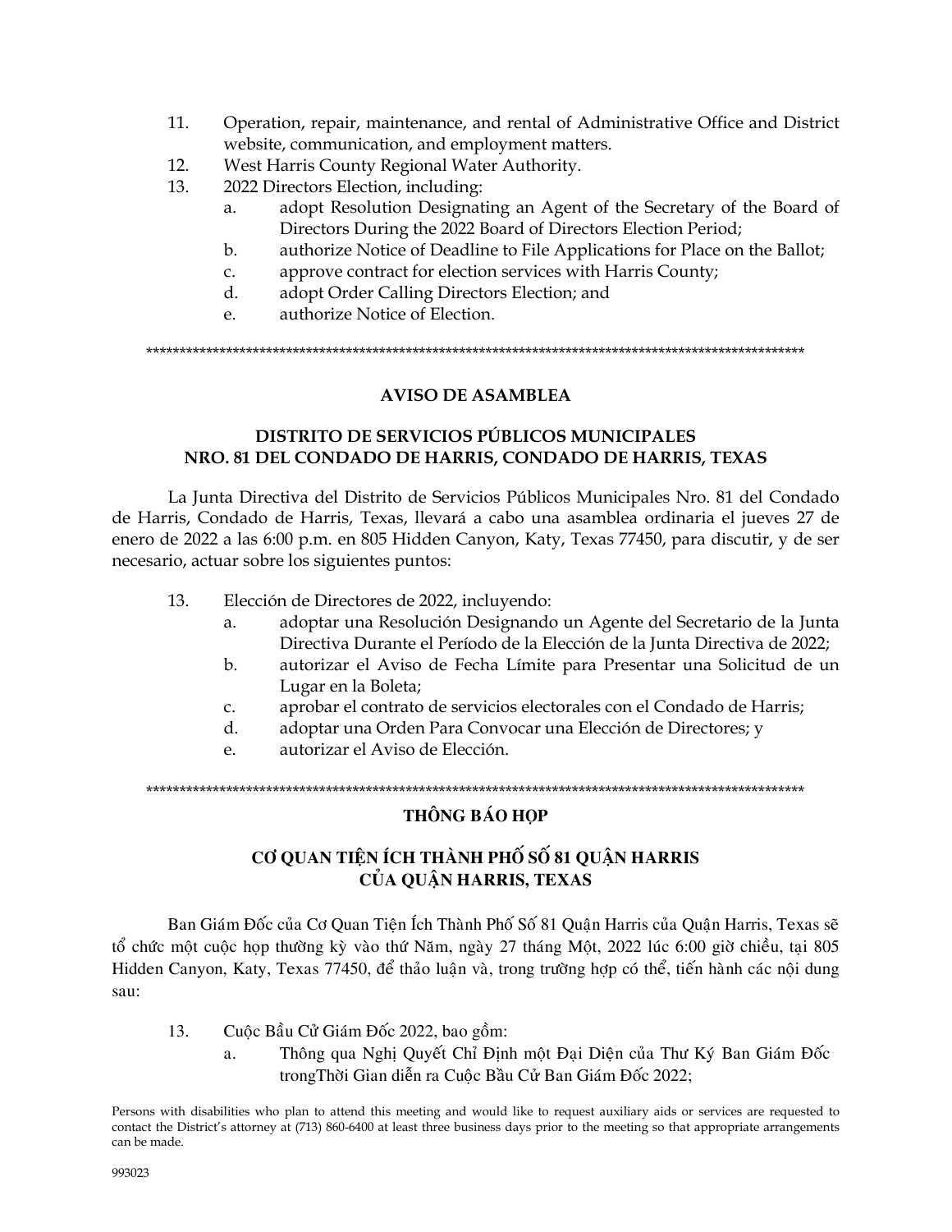11. Operation, repair, maintenance, and rental of Administrative Office and District website, communication, and employment matters.
12. West Harris County Regional Water Authority.
13. 2022 Directors Election, including:
    a. adopt Resolution Designating an Agent of the Secretary of the Board of Directors During the 2022 Board of Directors Election Period;
    b. authorize Notice of Deadline to File Applications for Place on the Ballot;
    c. approve contract for election services with Harris County;
    d. adopt Order Calling Directors Election; and
    e. authorize Notice of Election.

*****************************************************************************************************

## AVISO DE ASAMBLEA

## DISTRITO DE SERVICIOS PÚBLICOS MUNICIPALES NRO. 81 DEL CONDADO DE HARRIS, CONDADO DE HARRIS, TEXAS

La Junta Directiva del Distrito de Servicios Públicos Municipales Nro. 81 del Condado de Harris, Condado de Harris, Texas, llevará a cabo una asamblea ordinaria el jueves 27 de enero de 2022 a las 6:00 p.m. en 805 Hidden Canyon, Katy, Texas 77450, para discutir, y de ser necesario, actuar sobre los siguientes puntos:

13. Elección de Directores de 2022, incluyendo:
    a. adoptar una Resolución Designando un Agente del Secretario de la Junta Directiva Durante el Período de la Elección de la Junta Directiva de 2022;
    b. autorizar el Aviso de Fecha Límite para Presentar una Solicitud de un Lugar en la Boleta;
    c. aprobar el contrato de servicios electorales con el Condado de Harris;
    d. adoptar una Orden Para Convocar una Elección de Directores; y
    e. autorizar el Aviso de Elección.

*****************************************************************************************************

## THÔNG BÁO HỌP

## CƠ QUAN TIỆN ÍCH THÀNH PHỐ SỐ 81 QUẬN HARRIS CỦA QUẬN HARRIS, TEXAS

Ban Giám Đốc của Cơ Quan Tiện Ích Thành Phố Số 81 Quận Harris của Quận Harris, Texas sẽ tổ chức một cuộc họp thường kỳ vào thứ Năm, ngày 27 tháng Một, 2022 lúc 6:00 giờ chiều, tại 805 Hidden Canyon, Katy, Texas 77450, để thảo luận và, trong trường hợp có thể, tiến hành các nội dung sau:

13. Cuộc Bầu Cử Giám Đốc 2022, bao gồm:
    a. Thông qua Nghị Quyết Chỉ Định một Đại Diện của Thư Ký Ban Giám Đốc trongThời Gian diễn ra Cuộc Bầu Cử Ban Giám Đốc 2022;

Persons with disabilities who plan to attend this meeting and would like to request auxiliary aids or services are requested to contact the District's attorney at (713) 860-6400 at least three business days prior to the meeting so that appropriate arrangements can be made.

993023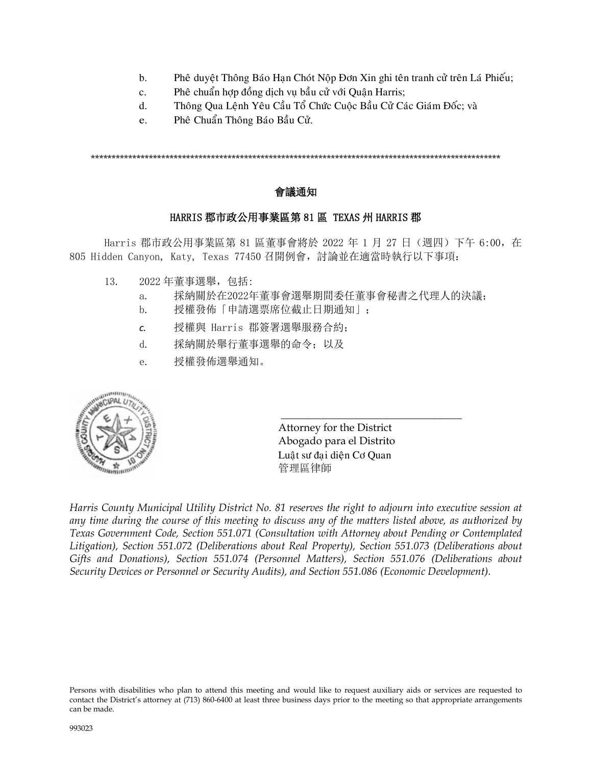b. Phê duyệt Thông Báo Hạn Chót Nộp Đơn Xin ghi tên tranh cử trên Lá Phiếu;
c. Phê chuẩn hợp đồng dịch vụ bầu cử với Quận Harris;
d. Thông Qua Lệnh Yêu Cầu Tổ Chức Cuộc Bầu Cử Các Giám Đốc; và
e. Phê Chuẩn Thông Báo Bầu Cử.

****************************************************************************************************

## 會議通知

### HARRIS 郡市政公用事業區第 81 區 TEXAS 州 HARRIS 郡

Harris 郡市政公用事業區第 81 區董事會將於 2022 年 1 月 27 日（週四）下午 6:00，在 805 Hidden Canyon, Katy, Texas 77450 召開例會，討論並在適當時執行以下事項：

13. 2022 年董事選舉，包括:
    a. 採納關於在2022年董事會選舉期間委任董事會秘書之代理人的決議；
    b. 授權發佈「申請選票席位截止日期通知」；
    c. 授權與 Harris 郡簽署選舉服務合約；
    d. 採納關於舉行董事選舉的命令；以及
    e. 授權發佈選舉通知。

\_\_\_\_\_\_\_\_\_\_\_\_\_\_\_\_\_\_\_\_\_\_\_\_\_\_\_\_\_\_\_\_\_\_\_\_

Attorney for the District
Abogado para el Distrito
Luật sư đại diện Cơ Quan
管理區律師

*Harris County Municipal Utility District No. 81 reserves the right to adjourn into executive session at any time during the course of this meeting to discuss any of the matters listed above, as authorized by Texas Government Code, Section 551.071 (Consultation with Attorney about Pending or Contemplated Litigation), Section 551.072 (Deliberations about Real Property), Section 551.073 (Deliberations about Gifts and Donations), Section 551.074 (Personnel Matters), Section 551.076 (Deliberations about Security Devices or Personnel or Security Audits), and Section 551.086 (Economic Development).*

Persons with disabilities who plan to attend this meeting and would like to request auxiliary aids or services are requested to contact the District's attorney at (713) 860-6400 at least three business days prior to the meeting so that appropriate arrangements can be made.

993023